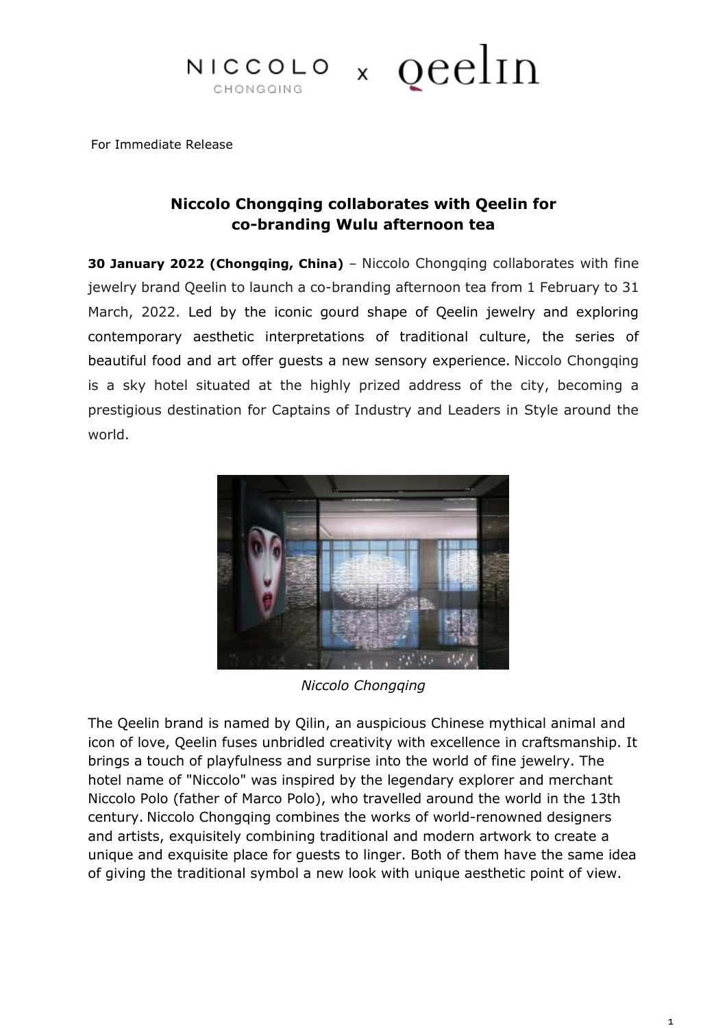NICCOLO CHONGQING x qeelin

For Immediate Release

## Niccolo Chongqing collaborates with Qeelin for co-branding Wulu afternoon tea

**30 January 2022 (Chongqing, China)** – Niccolo Chongqing collaborates with fine jewelry brand Qeelin to launch a co-branding afternoon tea from 1 February to 31 March, 2022. Led by the iconic gourd shape of Qeelin jewelry and exploring contemporary aesthetic interpretations of traditional culture, the series of beautiful food and art offer guests a new sensory experience. Niccolo Chongqing is a sky hotel situated at the highly prized address of the city, becoming a prestigious destination for Captains of Industry and Leaders in Style around the world.

*Niccolo Chongqing*

The Qeelin brand is named by Qilin, an auspicious Chinese mythical animal and icon of love, Qeelin fuses unbridled creativity with excellence in craftsmanship. It brings a touch of playfulness and surprise into the world of fine jewelry. The hotel name of "Niccolo" was inspired by the legendary explorer and merchant Niccolo Polo (father of Marco Polo), who travelled around the world in the 13th century. Niccolo Chongqing combines the works of world-renowned designers and artists, exquisitely combining traditional and modern artwork to create a unique and exquisite place for guests to linger. Both of them have the same idea of giving the traditional symbol a new look with unique aesthetic point of view.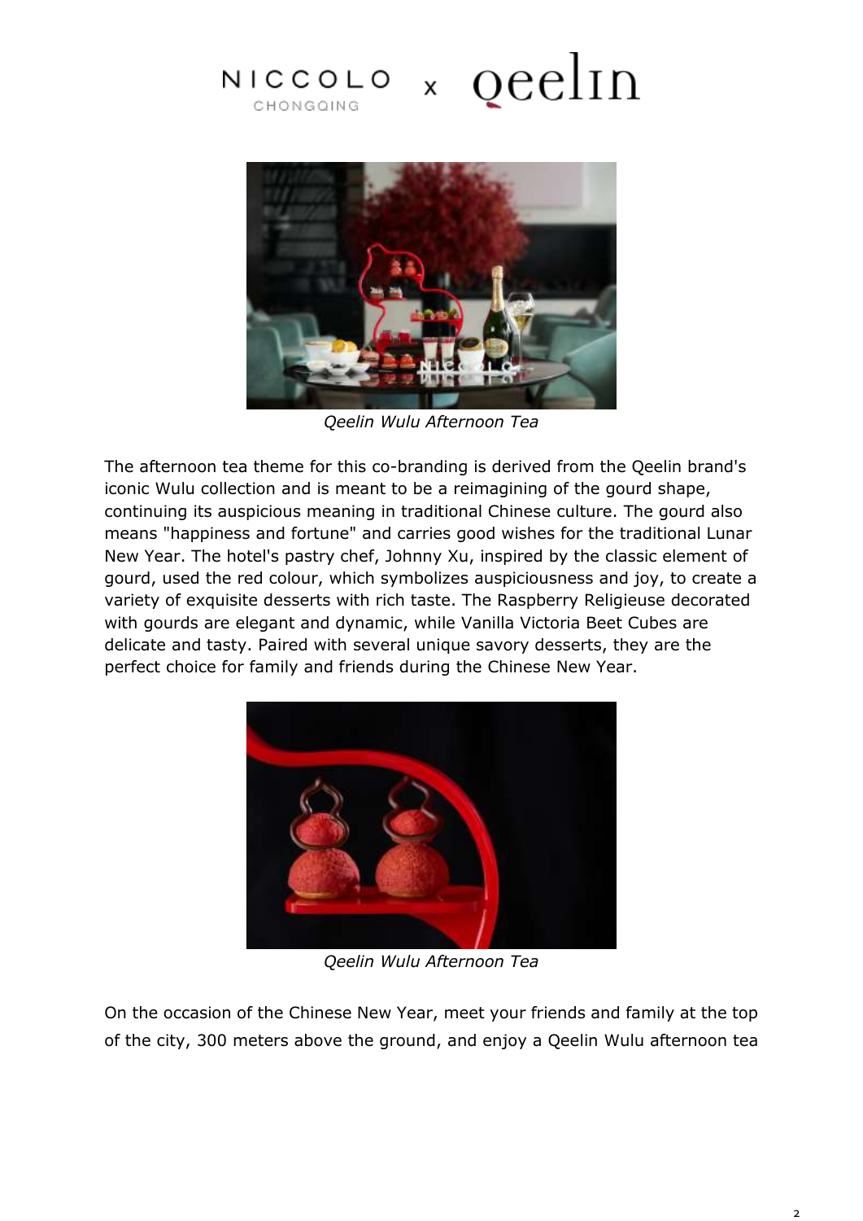NICCOLO CHONGQING x qeelin

*Qeelin Wulu Afternoon Tea*

The afternoon tea theme for this co-branding is derived from the Qeelin brand's iconic Wulu collection and is meant to be a reimagining of the gourd shape, continuing its auspicious meaning in traditional Chinese culture. The gourd also means "happiness and fortune" and carries good wishes for the traditional Lunar New Year. The hotel's pastry chef, Johnny Xu, inspired by the classic element of gourd, used the red colour, which symbolizes auspiciousness and joy, to create a variety of exquisite desserts with rich taste. The Raspberry Religieuse decorated with gourds are elegant and dynamic, while Vanilla Victoria Beet Cubes are delicate and tasty. Paired with several unique savory desserts, they are the perfect choice for family and friends during the Chinese New Year.

*Qeelin Wulu Afternoon Tea*

On the occasion of the Chinese New Year, meet your friends and family at the top of the city, 300 meters above the ground, and enjoy a Qeelin Wulu afternoon tea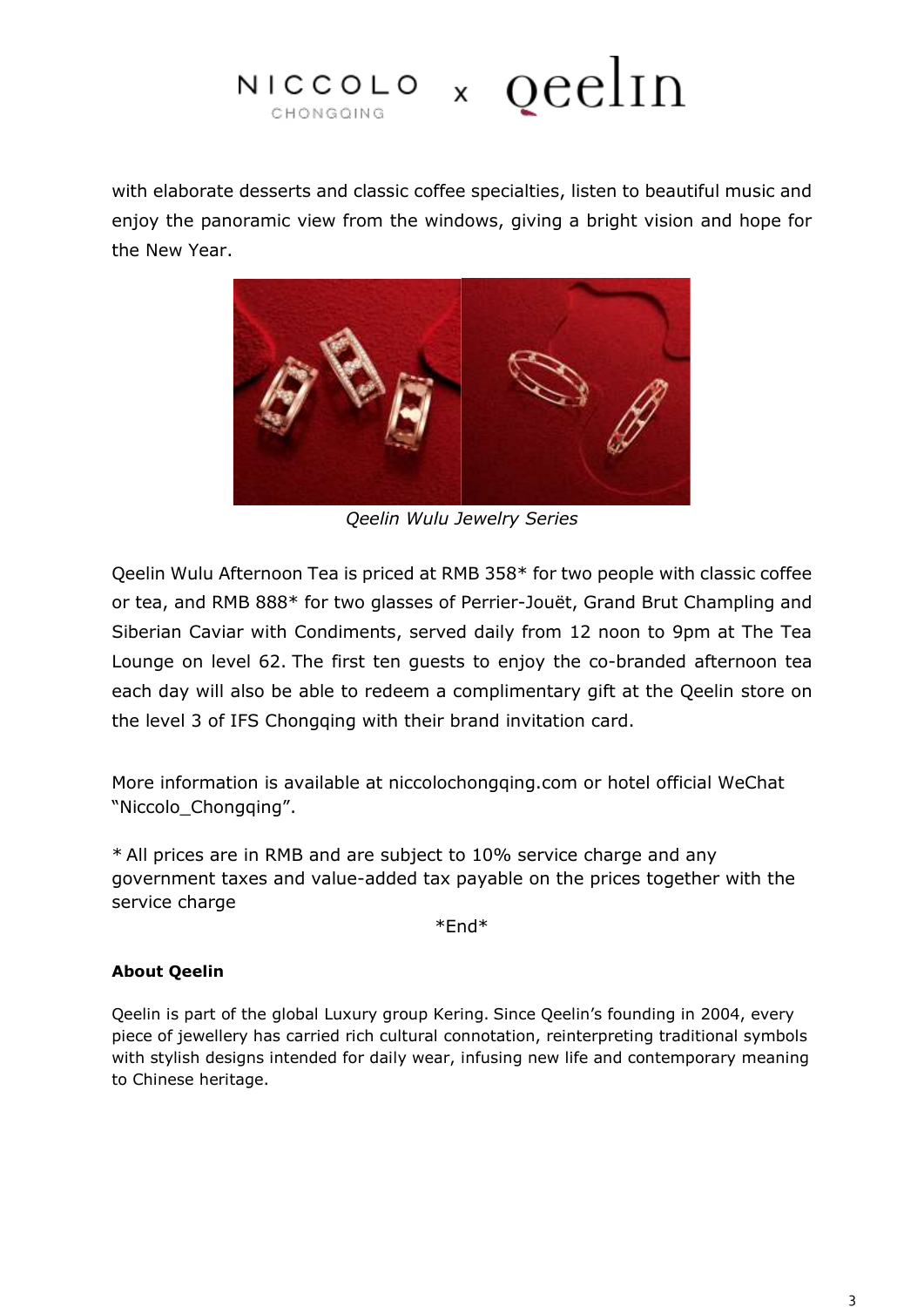with elaborate desserts and classic coffee specialties, listen to beautiful music and enjoy the panoramic view from the windows, giving a bright vision and hope for the New Year.

*Qeelin Wulu Jewelry Series*

Qeelin Wulu Afternoon Tea is priced at RMB 358* for two people with classic coffee or tea, and RMB 888* for two glasses of Perrier-Jouët, Grand Brut Champling and Siberian Caviar with Condiments, served daily from 12 noon to 9pm at The Tea Lounge on level 62. The first ten guests to enjoy the co-branded afternoon tea each day will also be able to redeem a complimentary gift at the Qeelin store on the level 3 of IFS Chongqing with their brand invitation card.

More information is available at niccolochongqing.com or hotel official WeChat "Niccolo_Chongqing".

* All prices are in RMB and are subject to 10% service charge and any government taxes and value-added tax payable on the prices together with the service charge

*End*

**About Qeelin**

Qeelin is part of the global Luxury group Kering. Since Qeelin's founding in 2004, every piece of jewellery has carried rich cultural connotation, reinterpreting traditional symbols with stylish designs intended for daily wear, infusing new life and contemporary meaning to Chinese heritage.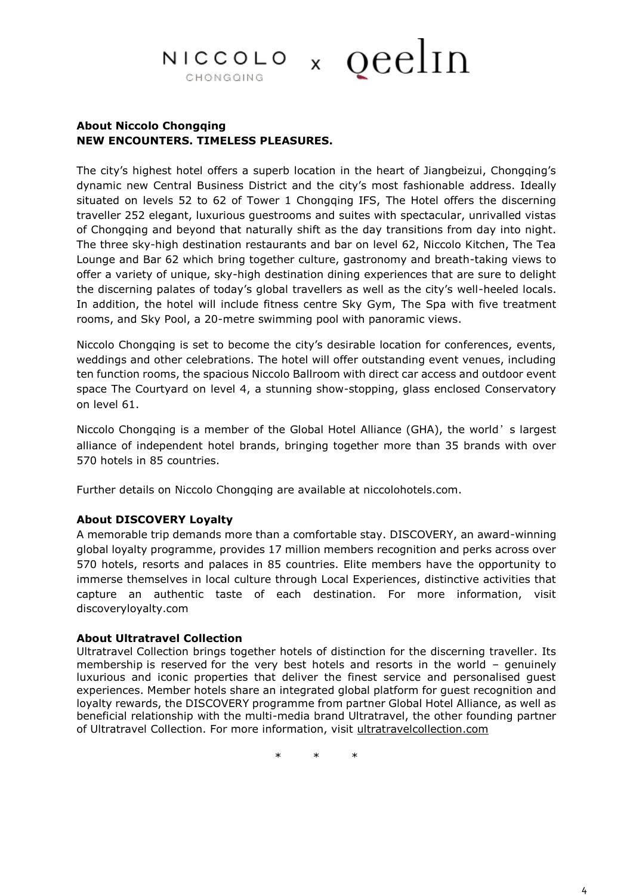NICCOLO CHONGQING x qeelin

**About Niccolo Chongqing**
**NEW ENCOUNTERS. TIMELESS PLEASURES.**

The city's highest hotel offers a superb location in the heart of Jiangbeizui, Chongqing's dynamic new Central Business District and the city's most fashionable address. Ideally situated on levels 52 to 62 of Tower 1 Chongqing IFS, The Hotel offers the discerning traveller 252 elegant, luxurious guestrooms and suites with spectacular, unrivalled vistas of Chongqing and beyond that naturally shift as the day transitions from day into night. The three sky-high destination restaurants and bar on level 62, Niccolo Kitchen, The Tea Lounge and Bar 62 which bring together culture, gastronomy and breath-taking views to offer a variety of unique, sky-high destination dining experiences that are sure to delight the discerning palates of today's global travellers as well as the city's well-heeled locals. In addition, the hotel will include fitness centre Sky Gym, The Spa with five treatment rooms, and Sky Pool, a 20-metre swimming pool with panoramic views.

Niccolo Chongqing is set to become the city's desirable location for conferences, events, weddings and other celebrations. The hotel will offer outstanding event venues, including ten function rooms, the spacious Niccolo Ballroom with direct car access and outdoor event space The Courtyard on level 4, a stunning show-stopping, glass enclosed Conservatory on level 61.

Niccolo Chongqing is a member of the Global Hotel Alliance (GHA), the world's largest alliance of independent hotel brands, bringing together more than 35 brands with over 570 hotels in 85 countries.

Further details on Niccolo Chongqing are available at niccolohotels.com.

**About DISCOVERY Loyalty**
A memorable trip demands more than a comfortable stay. DISCOVERY, an award-winning global loyalty programme, provides 17 million members recognition and perks across over 570 hotels, resorts and palaces in 85 countries. Elite members have the opportunity to immerse themselves in local culture through Local Experiences, distinctive activities that capture an authentic taste of each destination. For more information, visit discoveryloyalty.com

**About Ultratravel Collection**
Ultratravel Collection brings together hotels of distinction for the discerning traveller. Its membership is reserved for the very best hotels and resorts in the world – genuinely luxurious and iconic properties that deliver the finest service and personalised guest experiences. Member hotels share an integrated global platform for guest recognition and loyalty rewards, the DISCOVERY programme from partner Global Hotel Alliance, as well as beneficial relationship with the multi-media brand Ultratravel, the other founding partner of Ultratravel Collection. For more information, visit ultratravelcollection.com

\* \* \*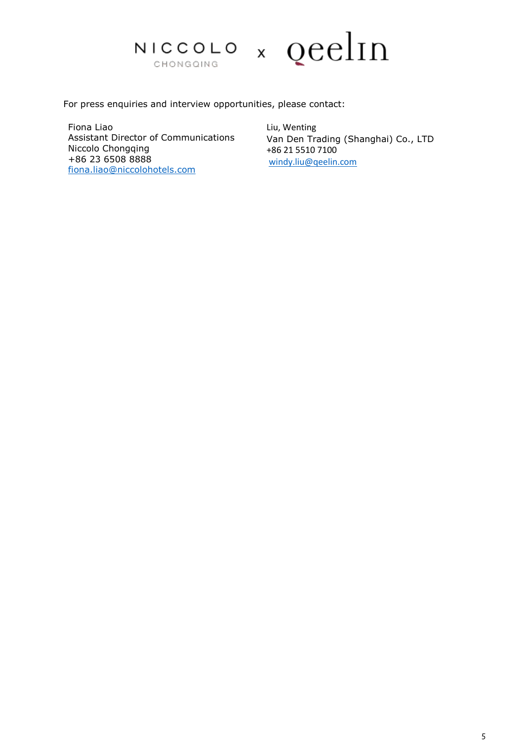NICCOLO CHONGQING x qeelin

For press enquiries and interview opportunities, please contact:

Fiona Liao
Assistant Director of Communications
Niccolo Chongqing
+86 23 6508 8888
fiona.liao@niccolohotels.com

Liu, Wenting
Van Den Trading (Shanghai) Co., LTD
+86 21 5510 7100
windy.liu@qeelin.com